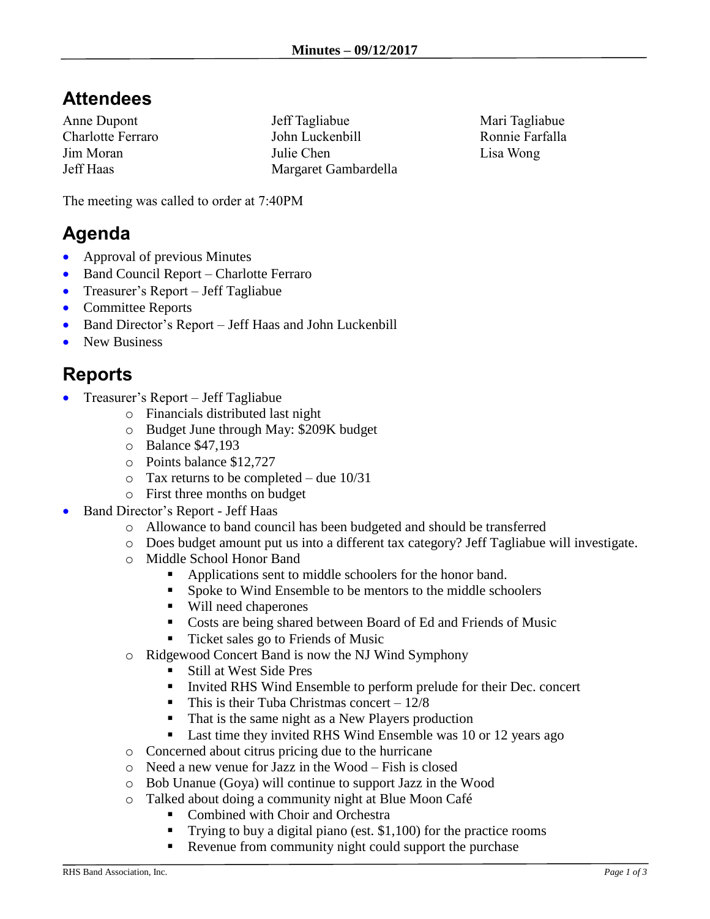**Minutes – 09/12/2017**

# Attendees

Anne Dupont
Charlotte Ferraro
Jim Moran
Jeff Haas
Jeff Tagliabue
John Luckenbill
Julie Chen
Margaret Gambardella
Mari Tagliabue
Ronnie Farfalla
Lisa Wong

The meeting was called to order at 7:40PM

# Agenda

- Approval of previous Minutes
- Band Council Report – Charlotte Ferraro
- Treasurer's Report – Jeff Tagliabue
- Committee Reports
- Band Director's Report – Jeff Haas and John Luckenbill
- New Business

# Reports

- Treasurer's Report – Jeff Tagliabue
  - Financials distributed last night
  - Budget June through May: $209K budget
  - Balance $47,193
  - Points balance $12,727
  - Tax returns to be completed – due 10/31
  - First three months on budget
- Band Director's Report - Jeff Haas
  - Allowance to band council has been budgeted and should be transferred
  - Does budget amount put us into a different tax category? Jeff Tagliabue will investigate.
  - Middle School Honor Band
    - Applications sent to middle schoolers for the honor band.
    - Spoke to Wind Ensemble to be mentors to the middle schoolers
    - Will need chaperones
    - Costs are being shared between Board of Ed and Friends of Music
    - Ticket sales go to Friends of Music
  - Ridgewood Concert Band is now the NJ Wind Symphony
    - Still at West Side Pres
    - Invited RHS Wind Ensemble to perform prelude for their Dec. concert
    - This is their Tuba Christmas concert – 12/8
    - That is the same night as a New Players production
    - Last time they invited RHS Wind Ensemble was 10 or 12 years ago
  - Concerned about citrus pricing due to the hurricane
  - Need a new venue for Jazz in the Wood – Fish is closed
  - Bob Unanue (Goya) will continue to support Jazz in the Wood
  - Talked about doing a community night at Blue Moon Café
    - Combined with Choir and Orchestra
    - Trying to buy a digital piano (est. $1,100) for the practice rooms
    - Revenue from community night could support the purchase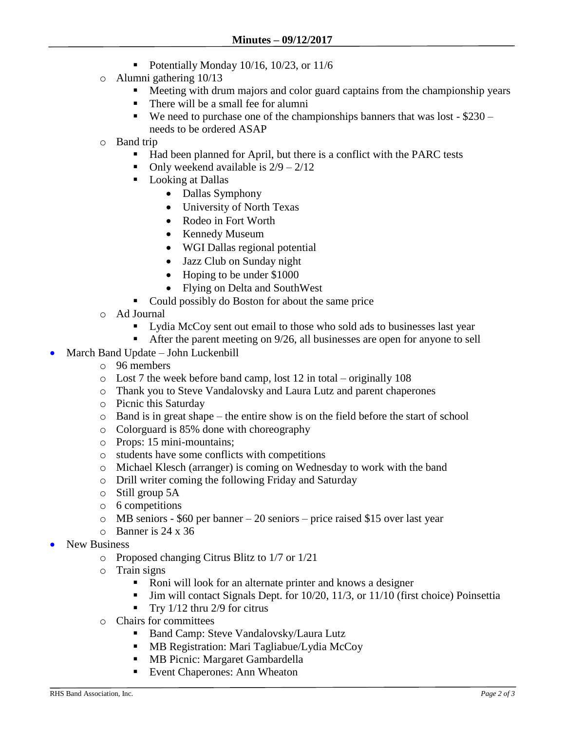- Potentially Monday 10/16, 10/23, or 11/6
  - Alumni gathering 10/13
    - Meeting with drum majors and color guard captains from the championship years
    - There will be a small fee for alumni
    - We need to purchase one of the championships banners that was lost - $230 – needs to be ordered ASAP
  - Band trip
    - Had been planned for April, but there is a conflict with the PARC tests
    - Only weekend available is 2/9 – 2/12
    - Looking at Dallas
      - Dallas Symphony
      - University of North Texas
      - Rodeo in Fort Worth
      - Kennedy Museum
      - WGI Dallas regional potential
      - Jazz Club on Sunday night
      - Hoping to be under $1000
      - Flying on Delta and SouthWest
    - Could possibly do Boston for about the same price
  - Ad Journal
    - Lydia McCoy sent out email to those who sold ads to businesses last year
    - After the parent meeting on 9/26, all businesses are open for anyone to sell
- March Band Update – John Luckenbill
  - 96 members
  - Lost 7 the week before band camp, lost 12 in total – originally 108
  - Thank you to Steve Vandalovsky and Laura Lutz and parent chaperones
  - Picnic this Saturday
  - Band is in great shape – the entire show is on the field before the start of school
  - Colorguard is 85% done with choreography
  - Props: 15 mini-mountains;
  - students have some conflicts with competitions
  - Michael Klesch (arranger) is coming on Wednesday to work with the band
  - Drill writer coming the following Friday and Saturday
  - Still group 5A
  - 6 competitions
  - MB seniors - $60 per banner – 20 seniors – price raised $15 over last year
  - Banner is 24 x 36
- New Business
  - Proposed changing Citrus Blitz to 1/7 or 1/21
  - Train signs
    - Roni will look for an alternate printer and knows a designer
    - Jim will contact Signals Dept. for 10/20, 11/3, or 11/10 (first choice) Poinsettia
    - Try 1/12 thru 2/9 for citrus
  - Chairs for committees
    - Band Camp: Steve Vandalovsky/Laura Lutz
    - MB Registration: Mari Tagliabue/Lydia McCoy
    - MB Picnic: Margaret Gambardella
    - Event Chaperones: Ann Wheaton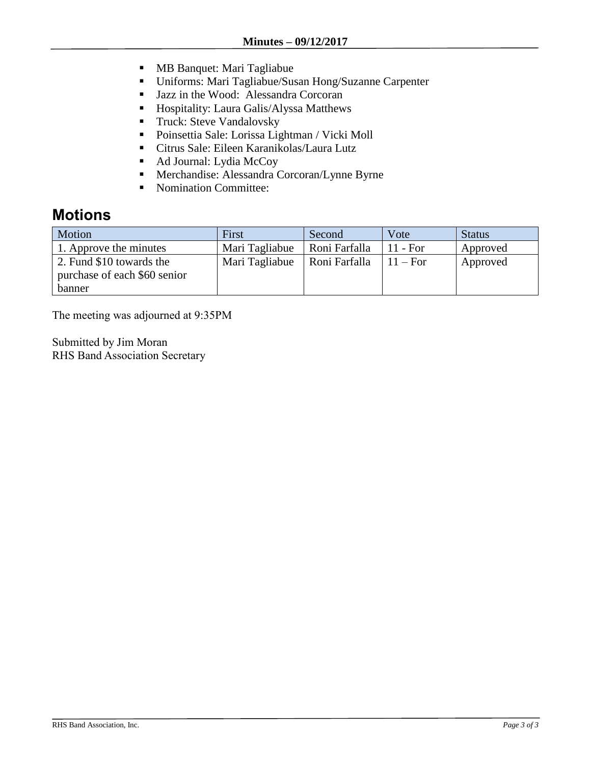- MB Banquet: Mari Tagliabue
- Uniforms: Mari Tagliabue/Susan Hong/Suzanne Carpenter
- Jazz in the Wood:  Alessandra Corcoran
- Hospitality: Laura Galis/Alyssa Matthews
- Truck: Steve Vandalovsky
- Poinsettia Sale: Lorissa Lightman / Vicki Moll
- Citrus Sale: Eileen Karanikolas/Laura Lutz
- Ad Journal: Lydia McCoy
- Merchandise: Alessandra Corcoran/Lynne Byrne
- Nomination Committee:

## Motions

| Motion | First | Second | Vote | Status |
|---|---|---|---|---|
| 1. Approve the minutes | Mari Tagliabue | Roni Farfalla | 11 - For | Approved |
| 2. Fund $10 towards the purchase of each $60 senior banner | Mari Tagliabue | Roni Farfalla | 11 – For | Approved |

The meeting was adjourned at 9:35PM

Submitted by Jim Moran
RHS Band Association Secretary